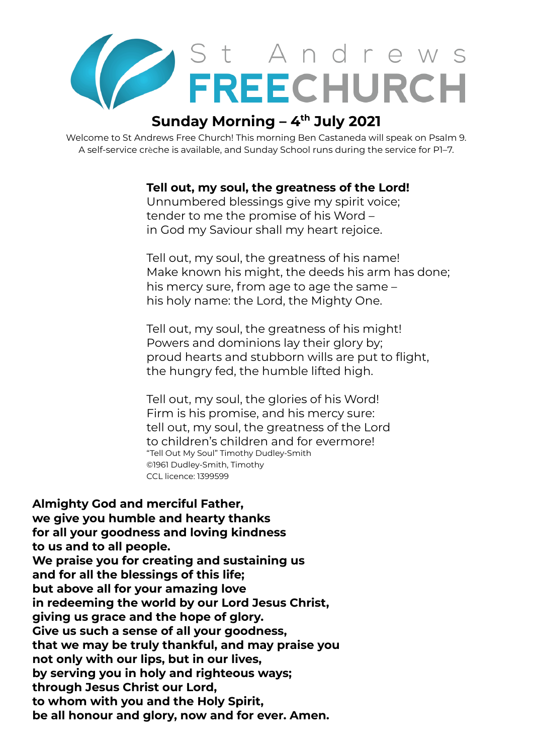# St Andrews FREECHURCH

## Sunday Morning – 4th July 2021

Welcome to St Andrews Free Church! This morning Ben Castaneda will speak on Psalm 9.
A self-service crèche is available, and Sunday School runs during the service for P1–7.

**Tell out, my soul, the greatness of the Lord!**
Unnumbered blessings give my spirit voice;
tender to me the promise of his Word –
in God my Saviour shall my heart rejoice.

Tell out, my soul, the greatness of his name!
Make known his might, the deeds his arm has done;
his mercy sure, from age to age the same –
his holy name: the Lord, the Mighty One.

Tell out, my soul, the greatness of his might!
Powers and dominions lay their glory by;
proud hearts and stubborn wills are put to flight,
the hungry fed, the humble lifted high.

Tell out, my soul, the glories of his Word!
Firm is his promise, and his mercy sure:
tell out, my soul, the greatness of the Lord
to children's children and for evermore!

"Tell Out My Soul" Timothy Dudley-Smith
©1961 Dudley-Smith, Timothy
CCL licence: 1399599

**Almighty God and merciful Father,**
**we give you humble and hearty thanks**
**for all your goodness and loving kindness**
**to us and to all people.**
**We praise you for creating and sustaining us**
**and for all the blessings of this life;**
**but above all for your amazing love**
**in redeeming the world by our Lord Jesus Christ,**
**giving us grace and the hope of glory.**
**Give us such a sense of all your goodness,**
**that we may be truly thankful, and may praise you**
**not only with our lips, but in our lives,**
**by serving you in holy and righteous ways;**
**through Jesus Christ our Lord,**
**to whom with you and the Holy Spirit,**
**be all honour and glory, now and for ever. Amen.**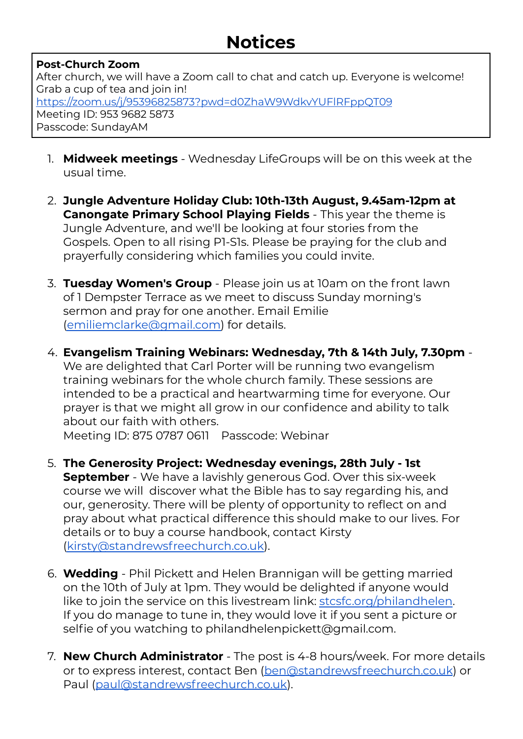# Notices

**Post-Church Zoom**
After church, we will have a Zoom call to chat and catch up. Everyone is welcome! Grab a cup of tea and join in!
https://zoom.us/j/95396825873?pwd=d0ZhaW9WdkvYUFlRFppQT09
Meeting ID: 953 9682 5873
Passcode: SundayAM

1. **Midweek meetings** - Wednesday LifeGroups will be on this week at the usual time.

2. **Jungle Adventure Holiday Club: 10th-13th August, 9.45am-12pm at Canongate Primary School Playing Fields** - This year the theme is Jungle Adventure, and we'll be looking at four stories from the Gospels. Open to all rising P1-S1s. Please be praying for the club and prayerfully considering which families you could invite.

3. **Tuesday Women's Group** - Please join us at 10am on the front lawn of 1 Dempster Terrace as we meet to discuss Sunday morning's sermon and pray for one another. Email Emilie (emiliemclarke@gmail.com) for details.

4. **Evangelism Training Webinars: Wednesday, 7th & 14th July, 7.30pm** - We are delighted that Carl Porter will be running two evangelism training webinars for the whole church family. These sessions are intended to be a practical and heartwarming time for everyone. Our prayer is that we might all grow in our confidence and ability to talk about our faith with others.
   Meeting ID: 875 0787 0611    Passcode: Webinar

5. **The Generosity Project: Wednesday evenings, 28th July - 1st September** - We have a lavishly generous God. Over this six-week course we will discover what the Bible has to say regarding his, and our, generosity. There will be plenty of opportunity to reflect on and pray about what practical difference this should make to our lives. For details or to buy a course handbook, contact Kirsty (kirsty@standrewsfreechurch.co.uk).

6. **Wedding** - Phil Pickett and Helen Brannigan will be getting married on the 10th of July at 1pm. They would be delighted if anyone would like to join the service on this livestream link: stcsfc.org/philandhelen. If you do manage to tune in, they would love it if you sent a picture or selfie of you watching to philandhelenpickett@gmail.com.

7. **New Church Administrator** - The post is 4-8 hours/week. For more details or to express interest, contact Ben (ben@standrewsfreechurch.co.uk) or Paul (paul@standrewsfreechurch.co.uk).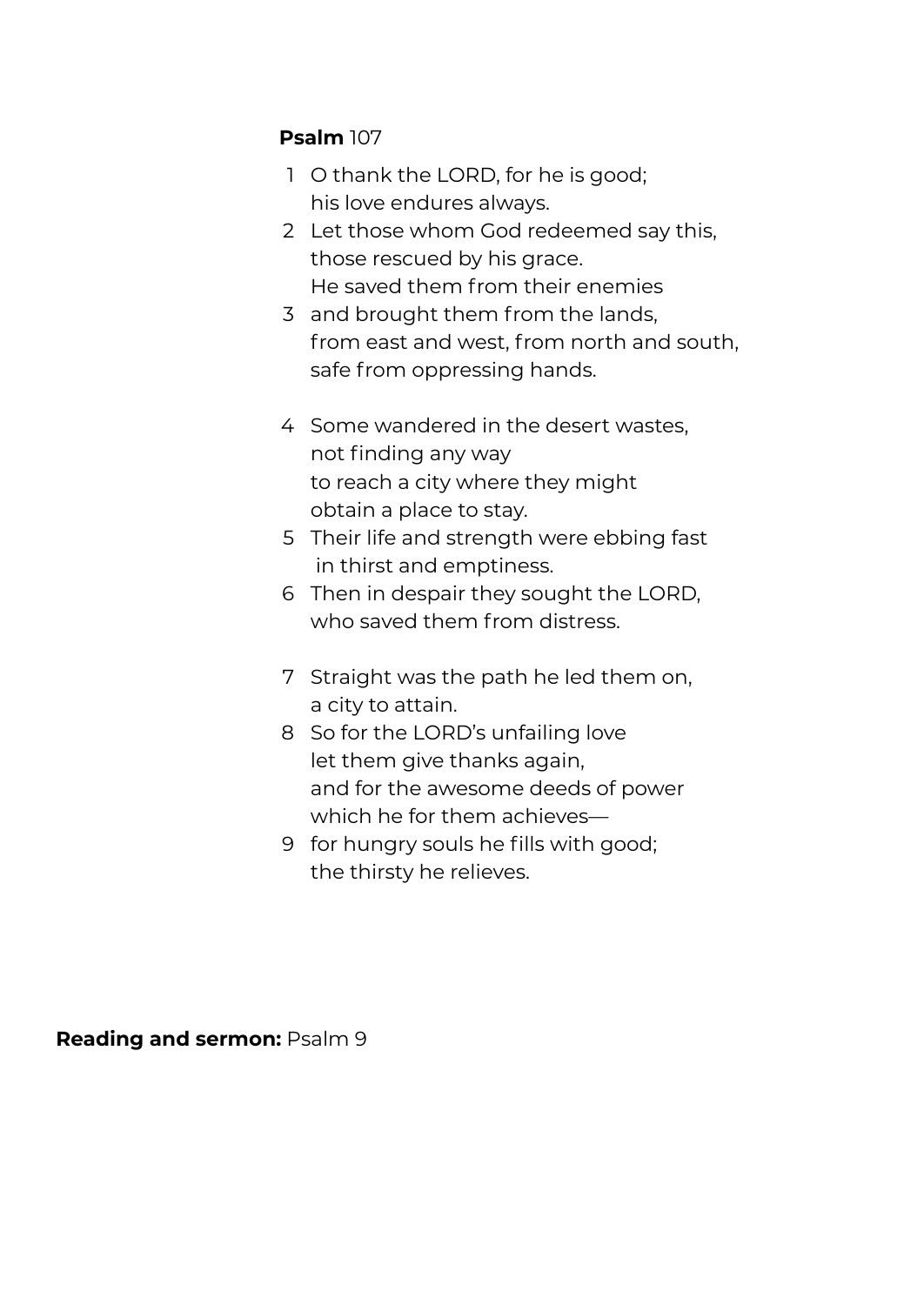**Psalm** 107

1 O thank the LORD, for he is good;  
his love endures always.  
2 Let those whom God redeemed say this,  
those rescued by his grace.  
He saved them from their enemies  
3 and brought them from the lands,  
from east and west, from north and south,  
safe from oppressing hands.

4 Some wandered in the desert wastes,  
not finding any way  
to reach a city where they might  
obtain a place to stay.  
5 Their life and strength were ebbing fast  
in thirst and emptiness.  
6 Then in despair they sought the LORD,  
who saved them from distress.

7 Straight was the path he led them on,  
a city to attain.  
8 So for the LORD's unfailing love  
let them give thanks again,  
and for the awesome deeds of power  
which he for them achieves—  
9 for hungry souls he fills with good;  
the thirsty he relieves.

**Reading and sermon:** Psalm 9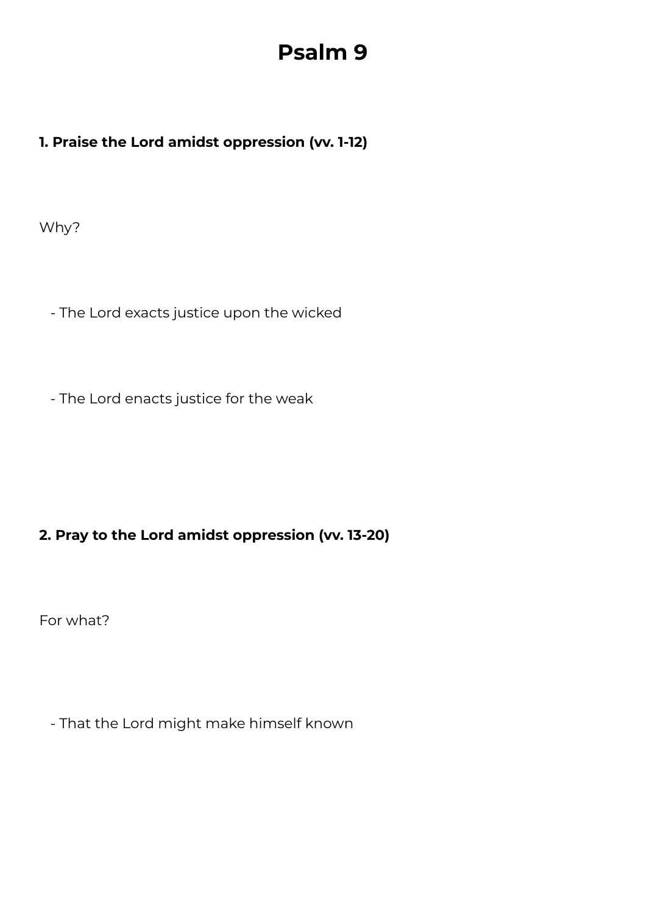# Psalm 9

**1. Praise the Lord amidst oppression (vv. 1-12)**

Why?

- The Lord exacts justice upon the wicked
- The Lord enacts justice for the weak

**2. Pray to the Lord amidst oppression (vv. 13-20)**

For what?

- That the Lord might make himself known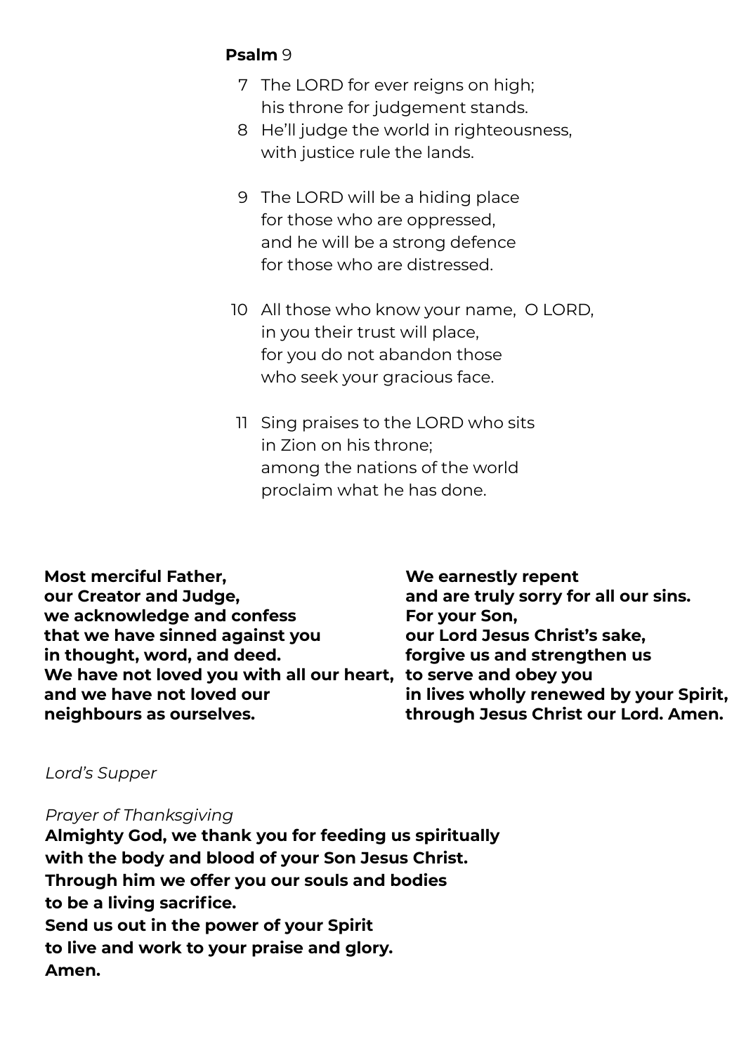**Psalm** 9

7 The LORD for ever reigns on high;
his throne for judgement stands.
8 He'll judge the world in righteousness,
with justice rule the lands.

9 The LORD will be a hiding place
for those who are oppressed,
and he will be a strong defence
for those who are distressed.

10 All those who know your name, O LORD,
in you their trust will place,
for you do not abandon those
who seek your gracious face.

11 Sing praises to the LORD who sits
in Zion on his throne;
among the nations of the world
proclaim what he has done.

**Most merciful Father,
our Creator and Judge,
we acknowledge and confess
that we have sinned against you
in thought, word, and deed.
We have not loved you with all our heart,
and we have not loved our
neighbours as ourselves.
We earnestly repent
and are truly sorry for all our sins.
For your Son,
our Lord Jesus Christ's sake,
forgive us and strengthen us
to serve and obey you
in lives wholly renewed by your Spirit,
through Jesus Christ our Lord. Amen.**

*Lord's Supper*

*Prayer of Thanksgiving*
**Almighty God, we thank you for feeding us spiritually
with the body and blood of your Son Jesus Christ.
Through him we offer you our souls and bodies
to be a living sacrifice.
Send us out in the power of your Spirit
to live and work to your praise and glory.
Amen.**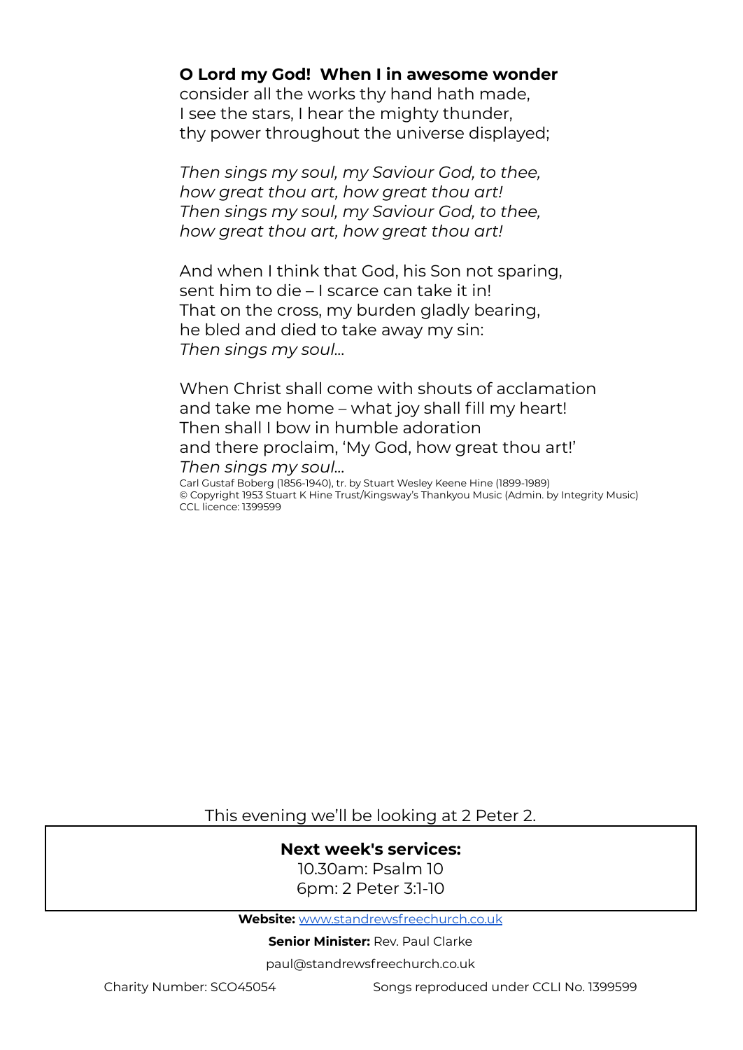**O Lord my God! When I in awesome wonder**
consider all the works thy hand hath made,
I see the stars, I hear the mighty thunder,
thy power throughout the universe displayed;

*Then sings my soul, my Saviour God, to thee,*
*how great thou art, how great thou art!*
*Then sings my soul, my Saviour God, to thee,*
*how great thou art, how great thou art!*

And when I think that God, his Son not sparing,
sent him to die – I scarce can take it in!
That on the cross, my burden gladly bearing,
he bled and died to take away my sin:
*Then sings my soul…*

When Christ shall come with shouts of acclamation
and take me home – what joy shall fill my heart!
Then shall I bow in humble adoration
and there proclaim, 'My God, how great thou art!'
*Then sings my soul…*

Carl Gustaf Boberg (1856-1940), tr. by Stuart Wesley Keene Hine (1899-1989)
© Copyright 1953 Stuart K Hine Trust/Kingsway's Thankyou Music (Admin. by Integrity Music)
CCL licence: 1399599

This evening we'll be looking at 2 Peter 2.

**Next week's services:**
10.30am: Psalm 10
6pm: 2 Peter 3:1-10

**Website:** www.standrewsfreechurch.co.uk

**Senior Minister:** Rev. Paul Clarke

paul@standrewsfreechurch.co.uk

Charity Number: SCO45054 Songs reproduced under CCLI No. 1399599